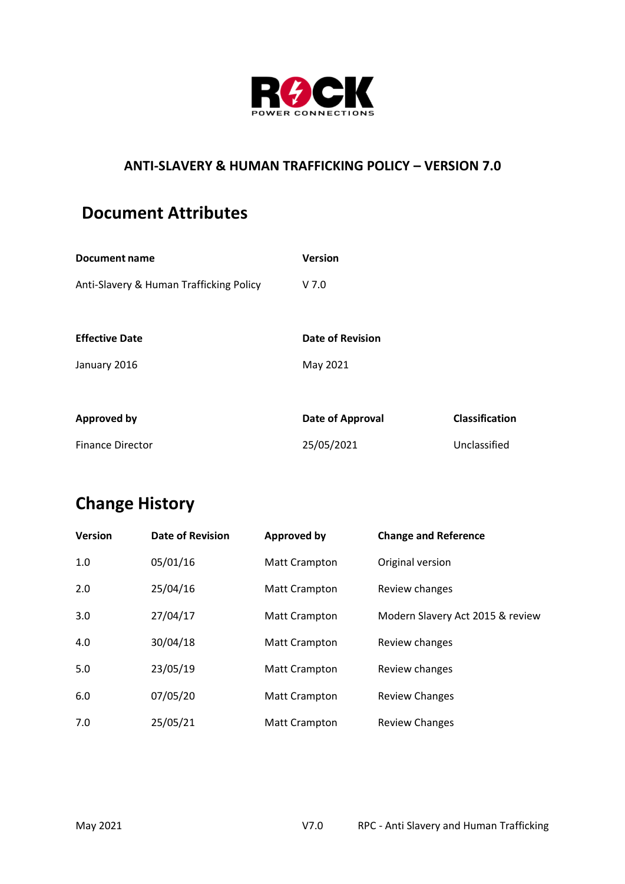ROCK POWER CONNECTIONS

**ANTI-SLAVERY & HUMAN TRAFFICKING POLICY – VERSION 7.0**

## Document Attributes

| Document name | Version | |
|---|---|---|
| Anti-Slavery & Human Trafficking Policy | V 7.0 | |
| **Effective Date** | **Date of Revision** | |
| January 2016 | May 2021 | |
| **Approved by** | **Date of Approval** | **Classification** |
| Finance Director | 25/05/2021 | Unclassified |

## Change History

| Version | Date of Revision | Approved by | Change and Reference |
|---|---|---|---|
| 1.0 | 05/01/16 | Matt Crampton | Original version |
| 2.0 | 25/04/16 | Matt Crampton | Review changes |
| 3.0 | 27/04/17 | Matt Crampton | Modern Slavery Act 2015 & review |
| 4.0 | 30/04/18 | Matt Crampton | Review changes |
| 5.0 | 23/05/19 | Matt Crampton | Review changes |
| 6.0 | 07/05/20 | Matt Crampton | Review Changes |
| 7.0 | 25/05/21 | Matt Crampton | Review Changes |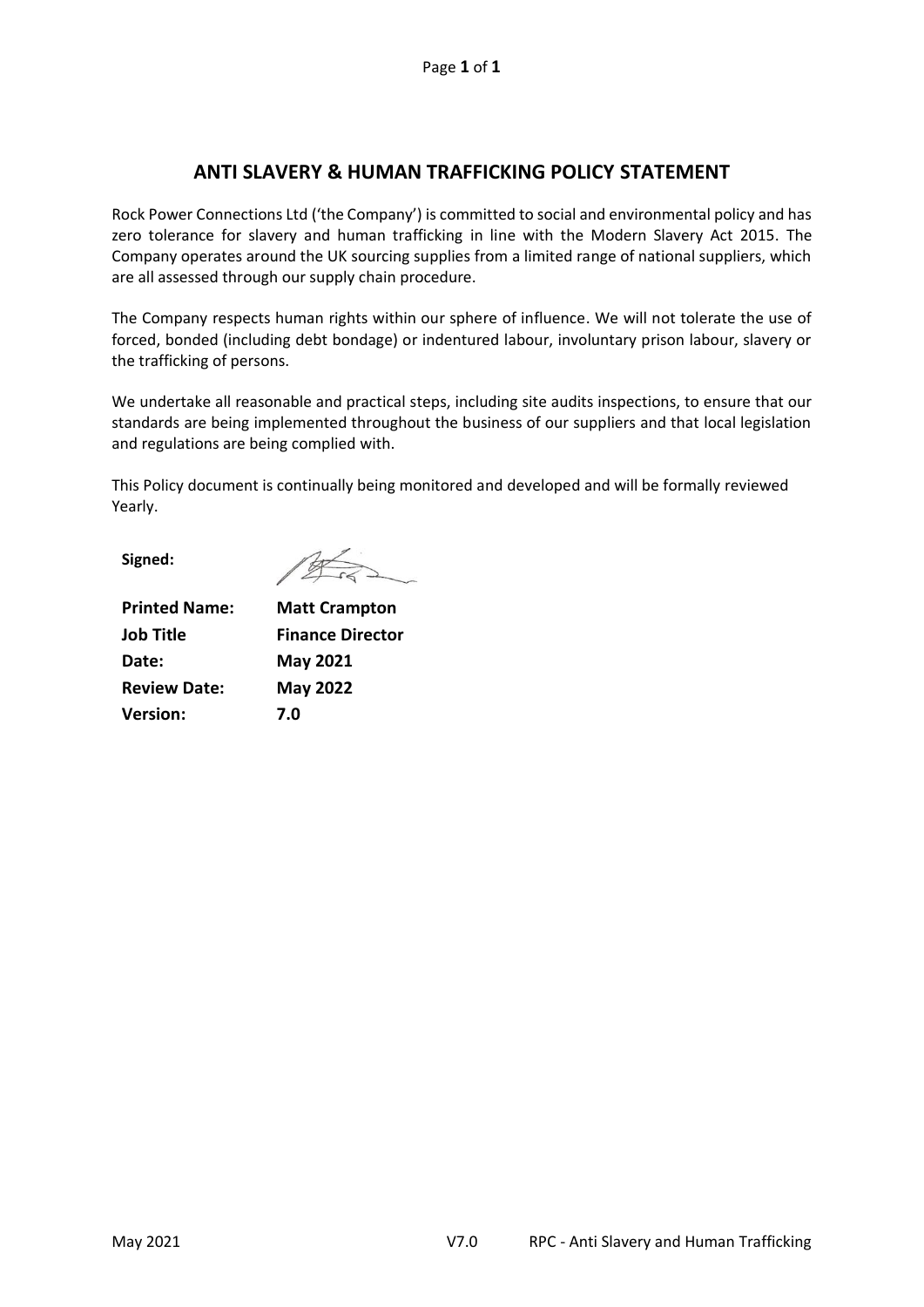# ANTI SLAVERY & HUMAN TRAFFICKING POLICY STATEMENT

Rock Power Connections Ltd ('the Company') is committed to social and environmental policy and has zero tolerance for slavery and human trafficking in line with the Modern Slavery Act 2015. The Company operates around the UK sourcing supplies from a limited range of national suppliers, which are all assessed through our supply chain procedure.

The Company respects human rights within our sphere of influence. We will not tolerate the use of forced, bonded (including debt bondage) or indentured labour, involuntary prison labour, slavery or the trafficking of persons.

We undertake all reasonable and practical steps, including site audits inspections, to ensure that our standards are being implemented throughout the business of our suppliers and that local legislation and regulations are being complied with.

This Policy document is continually being monitored and developed and will be formally reviewed Yearly.

**Signed:**

| | |
|---|---|
| **Printed Name:** | **Matt Crampton** |
| **Job Title** | **Finance Director** |
| **Date:** | **May 2021** |
| **Review Date:** | **May 2022** |
| **Version:** | **7.0** |